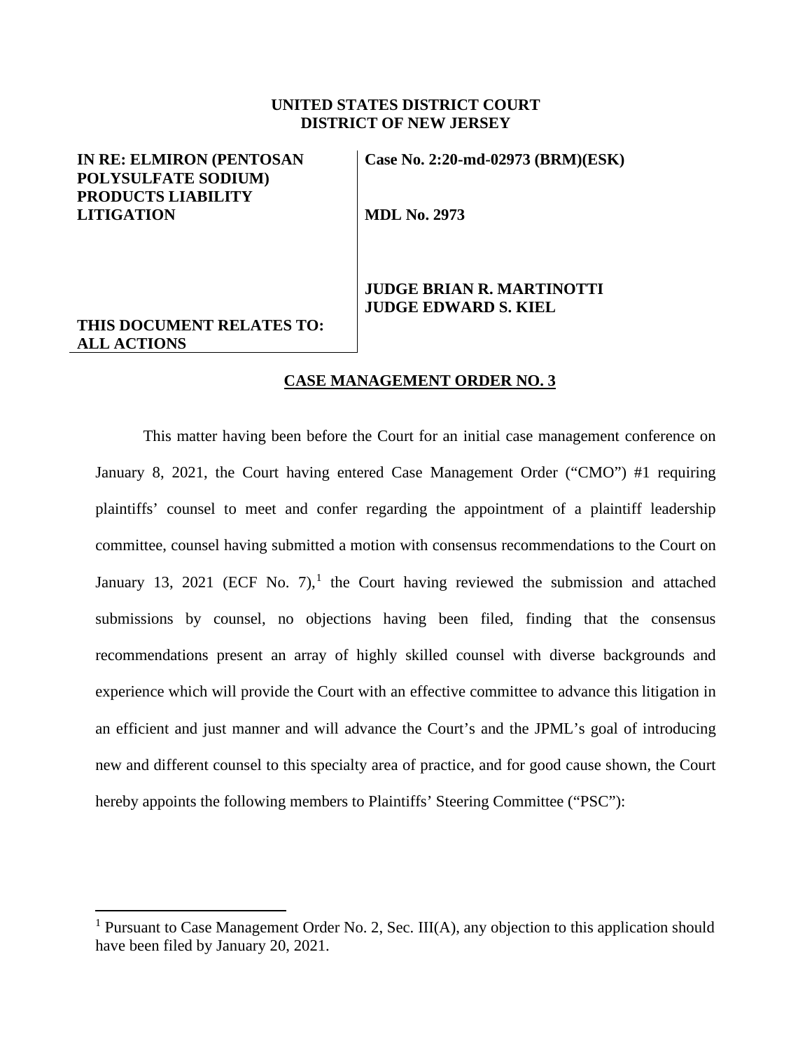**UNITED STATES DISTRICT COURT**
**DISTRICT OF NEW JERSEY**

| | |
|---|---|
| **IN RE: ELMIRON (PENTOSAN POLYSULFATE SODIUM) PRODUCTS LIABILITY LITIGATION** | **Case No. 2:20-md-02973 (BRM)(ESK)** |
| | **MDL No. 2973** |
| **THIS DOCUMENT RELATES TO: ALL ACTIONS** | **JUDGE BRIAN R. MARTINOTTI** **JUDGE EDWARD S. KIEL** |

**CASE MANAGEMENT ORDER NO. 3**

This matter having been before the Court for an initial case management conference on January 8, 2021, the Court having entered Case Management Order ("CMO") #1 requiring plaintiffs' counsel to meet and confer regarding the appointment of a plaintiff leadership committee, counsel having submitted a motion with consensus recommendations to the Court on January 13, 2021 (ECF No. 7),[1] the Court having reviewed the submission and attached submissions by counsel, no objections having been filed, finding that the consensus recommendations present an array of highly skilled counsel with diverse backgrounds and experience which will provide the Court with an effective committee to advance this litigation in an efficient and just manner and will advance the Court's and the JPML's goal of introducing new and different counsel to this specialty area of practice, and for good cause shown, the Court hereby appoints the following members to Plaintiffs' Steering Committee ("PSC"):

---

[1] Pursuant to Case Management Order No. 2, Sec. III(A), any objection to this application should have been filed by January 20, 2021.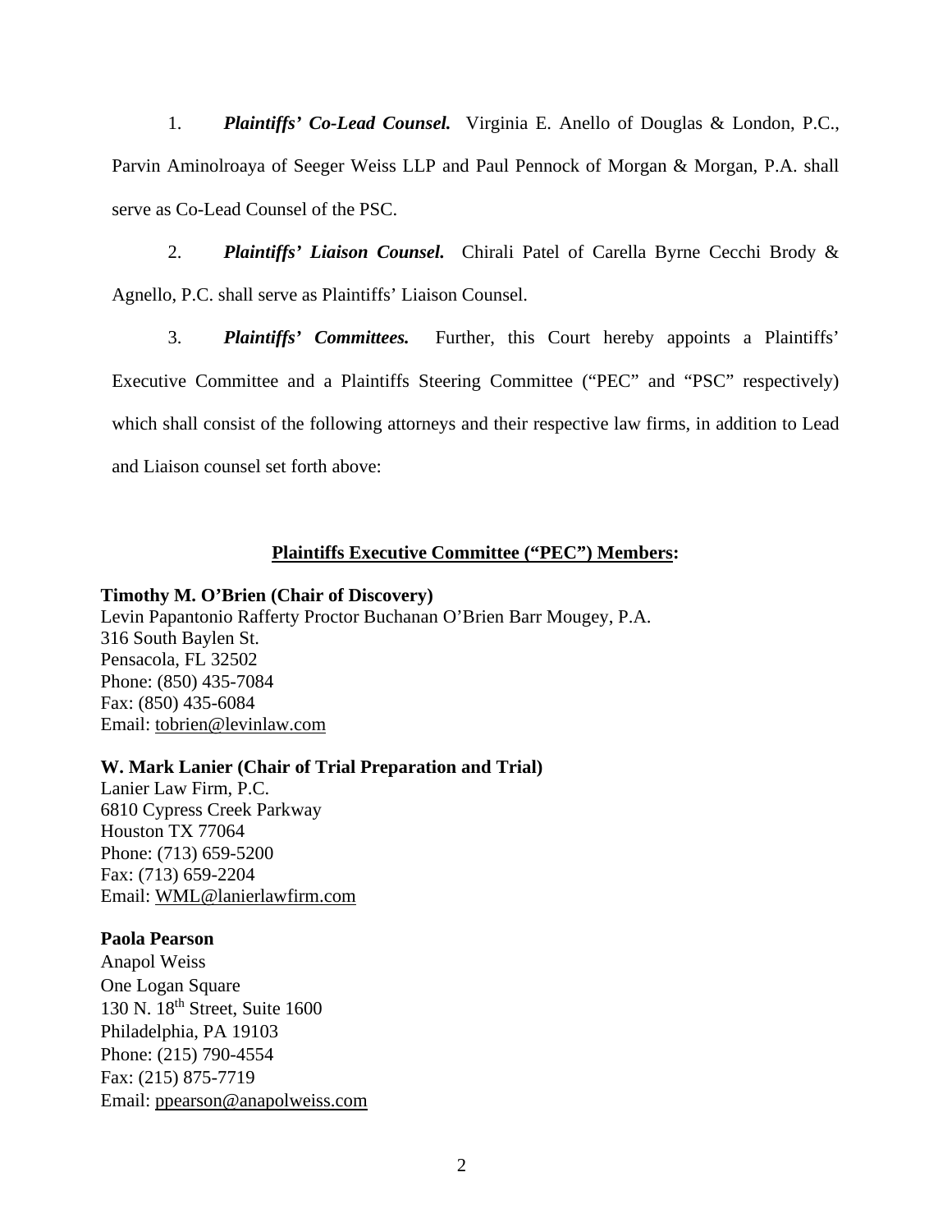1. ***Plaintiffs' Co-Lead Counsel.*** Virginia E. Anello of Douglas & London, P.C., Parvin Aminolroaya of Seeger Weiss LLP and Paul Pennock of Morgan & Morgan, P.A. shall serve as Co-Lead Counsel of the PSC.

2. ***Plaintiffs' Liaison Counsel.*** Chirali Patel of Carella Byrne Cecchi Brody & Agnello, P.C. shall serve as Plaintiffs' Liaison Counsel.

3. ***Plaintiffs' Committees.*** Further, this Court hereby appoints a Plaintiffs' Executive Committee and a Plaintiffs Steering Committee ("PEC" and "PSC" respectively) which shall consist of the following attorneys and their respective law firms, in addition to Lead and Liaison counsel set forth above:

**Plaintiffs Executive Committee ("PEC") Members:**

**Timothy M. O'Brien (Chair of Discovery)**
Levin Papantonio Rafferty Proctor Buchanan O'Brien Barr Mougey, P.A.
316 South Baylen St.
Pensacola, FL 32502
Phone: (850) 435-7084
Fax: (850) 435-6084
Email: tobrien@levinlaw.com

**W. Mark Lanier (Chair of Trial Preparation and Trial)**
Lanier Law Firm, P.C.
6810 Cypress Creek Parkway
Houston TX 77064
Phone: (713) 659-5200
Fax: (713) 659-2204
Email: WML@lanierlawfirm.com

**Paola Pearson**
Anapol Weiss
One Logan Square
130 N. 18th Street, Suite 1600
Philadelphia, PA 19103
Phone: (215) 790-4554
Fax: (215) 875-7719
Email: ppearson@anapolweiss.com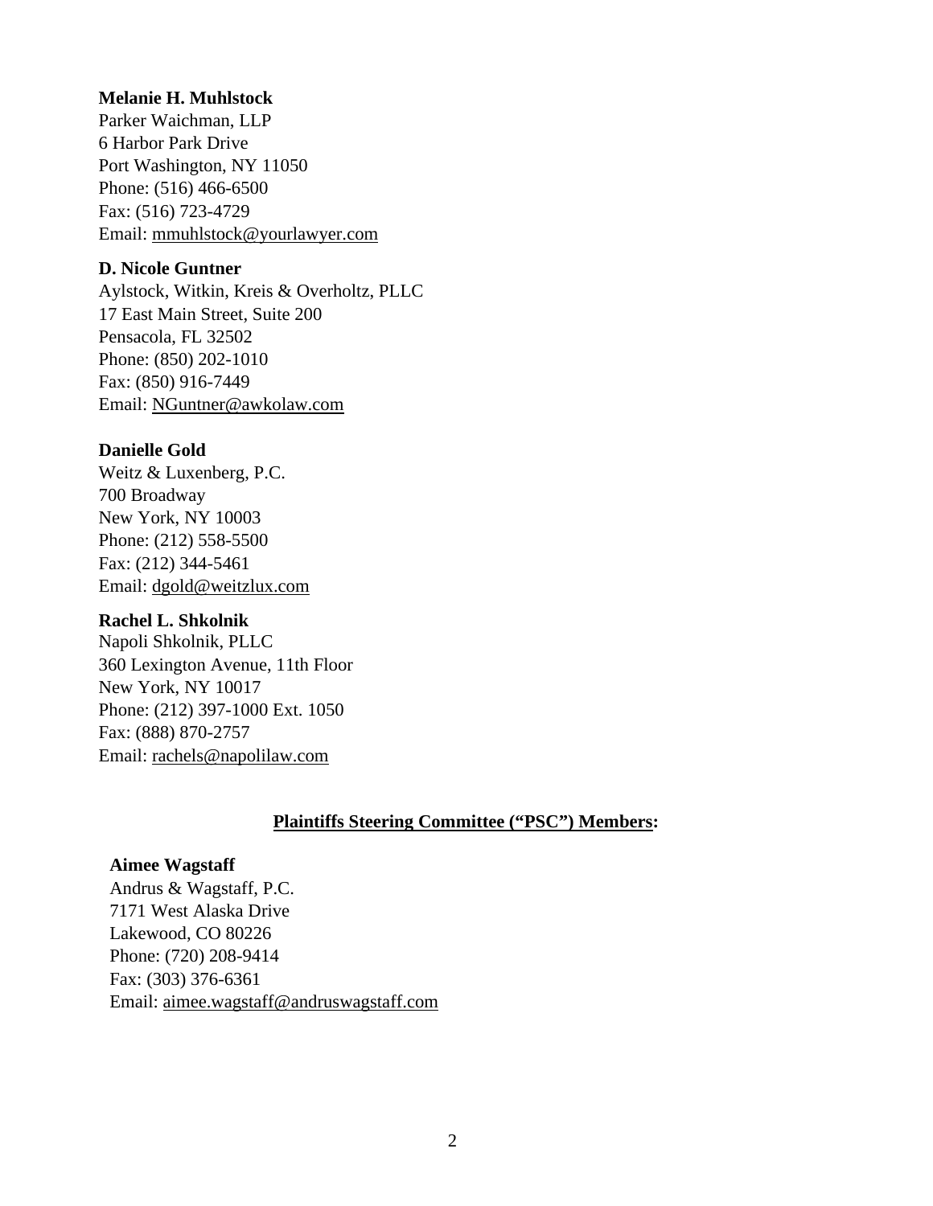**Melanie H. Muhlstock**
Parker Waichman, LLP
6 Harbor Park Drive
Port Washington, NY 11050
Phone: (516) 466-6500
Fax: (516) 723-4729
Email: mmuhlstock@yourlawyer.com

**D. Nicole Guntner**
Aylstock, Witkin, Kreis & Overholtz, PLLC
17 East Main Street, Suite 200
Pensacola, FL 32502
Phone: (850) 202-1010
Fax: (850) 916-7449
Email: NGuntner@awkolaw.com

**Danielle Gold**
Weitz & Luxenberg, P.C.
700 Broadway
New York, NY 10003
Phone: (212) 558-5500
Fax: (212) 344-5461
Email: dgold@weitzlux.com

**Rachel L. Shkolnik**
Napoli Shkolnik, PLLC
360 Lexington Avenue, 11th Floor
New York, NY 10017
Phone: (212) 397-1000 Ext. 1050
Fax: (888) 870-2757
Email: rachels@napolilaw.com

**Plaintiffs Steering Committee ("PSC") Members:**

**Aimee Wagstaff**
Andrus & Wagstaff, P.C.
7171 West Alaska Drive
Lakewood, CO 80226
Phone: (720) 208-9414
Fax: (303) 376-6361
Email: aimee.wagstaff@andruswagstaff.com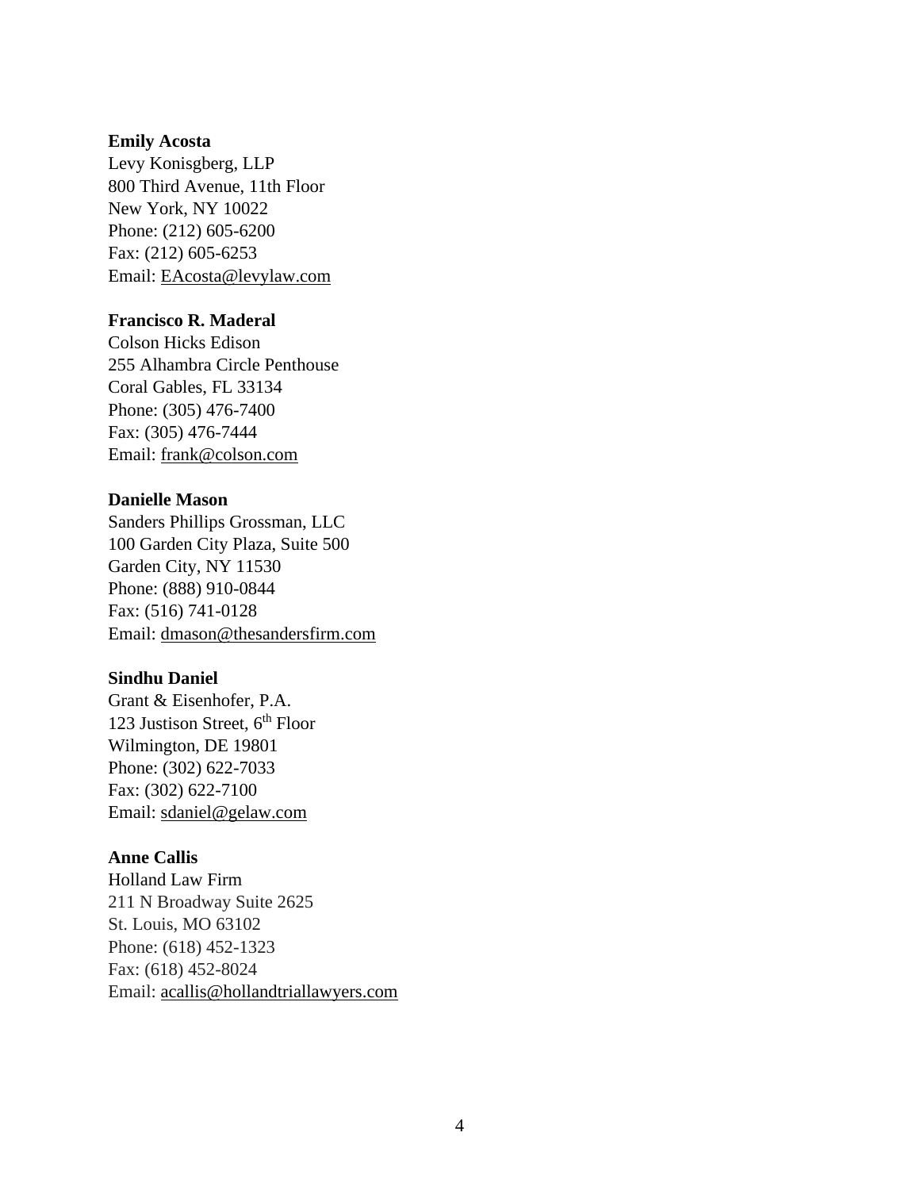**Emily Acosta**
Levy Konisgberg, LLP
800 Third Avenue, 11th Floor
New York, NY 10022
Phone: (212) 605-6200
Fax: (212) 605-6253
Email: EAcosta@levylaw.com

**Francisco R. Maderal**
Colson Hicks Edison
255 Alhambra Circle Penthouse
Coral Gables, FL 33134
Phone: (305) 476-7400
Fax: (305) 476-7444
Email: frank@colson.com

**Danielle Mason**
Sanders Phillips Grossman, LLC
100 Garden City Plaza, Suite 500
Garden City, NY 11530
Phone: (888) 910-0844
Fax: (516) 741-0128
Email: dmason@thesandersfirm.com

**Sindhu Daniel**
Grant & Eisenhofer, P.A.
123 Justison Street, 6th Floor
Wilmington, DE 19801
Phone: (302) 622-7033
Fax: (302) 622-7100
Email: sdaniel@gelaw.com

**Anne Callis**
Holland Law Firm
211 N Broadway Suite 2625
St. Louis, MO 63102
Phone: (618) 452-1323
Fax: (618) 452-8024
Email: acallis@hollandtriallawyers.com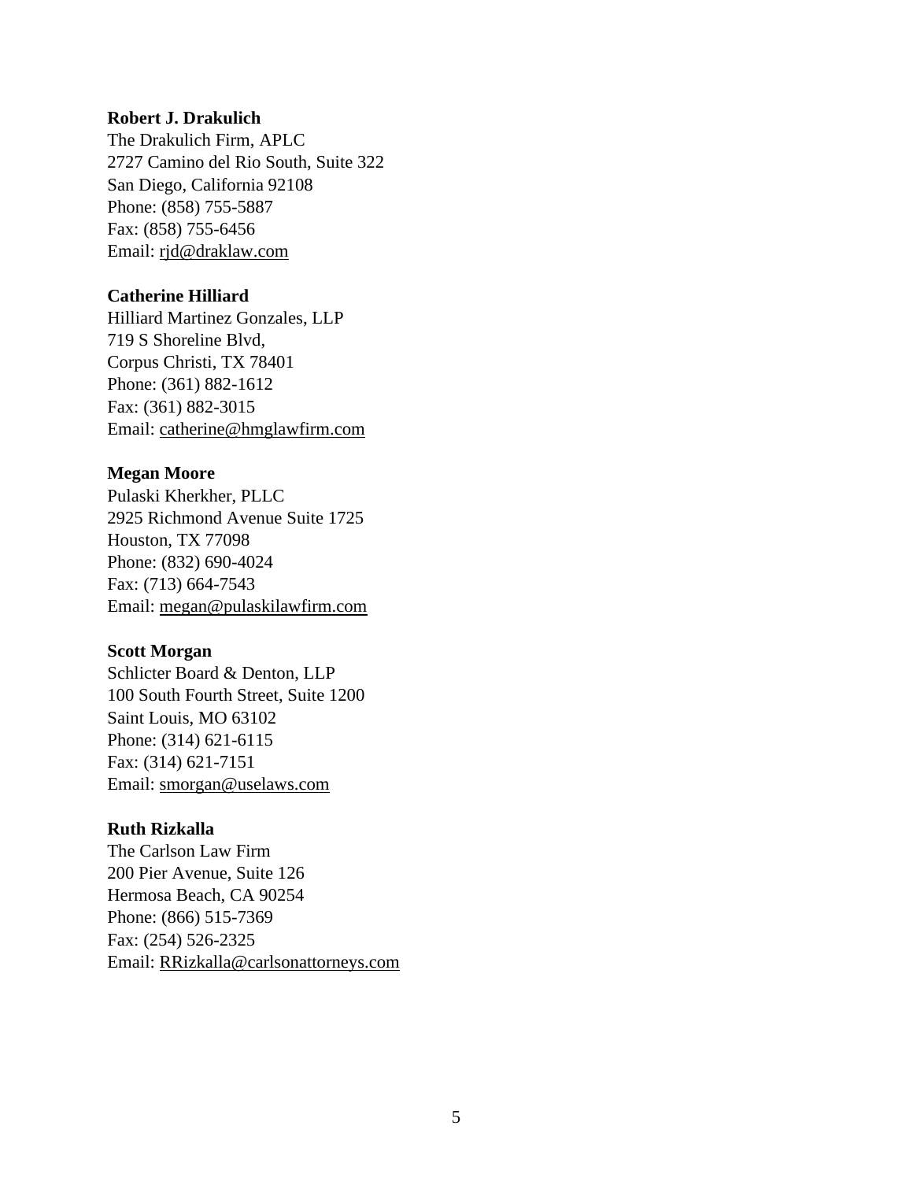**Robert J. Drakulich**
The Drakulich Firm, APLC
2727 Camino del Rio South, Suite 322
San Diego, California 92108
Phone: (858) 755-5887
Fax: (858) 755-6456
Email: rjd@draklaw.com

**Catherine Hilliard**
Hilliard Martinez Gonzales, LLP
719 S Shoreline Blvd,
Corpus Christi, TX 78401
Phone: (361) 882-1612
Fax: (361) 882-3015
Email: catherine@hmglawfirm.com

**Megan Moore**
Pulaski Kherkher, PLLC
2925 Richmond Avenue Suite 1725
Houston, TX 77098
Phone: (832) 690-4024
Fax: (713) 664-7543
Email: megan@pulaskilawfirm.com

**Scott Morgan**
Schlicter Board & Denton, LLP
100 South Fourth Street, Suite 1200
Saint Louis, MO 63102
Phone: (314) 621-6115
Fax: (314) 621-7151
Email: smorgan@uselaws.com

**Ruth Rizkalla**
The Carlson Law Firm
200 Pier Avenue, Suite 126
Hermosa Beach, CA 90254
Phone: (866) 515-7369
Fax: (254) 526-2325
Email: RRizkalla@carlsonattorneys.com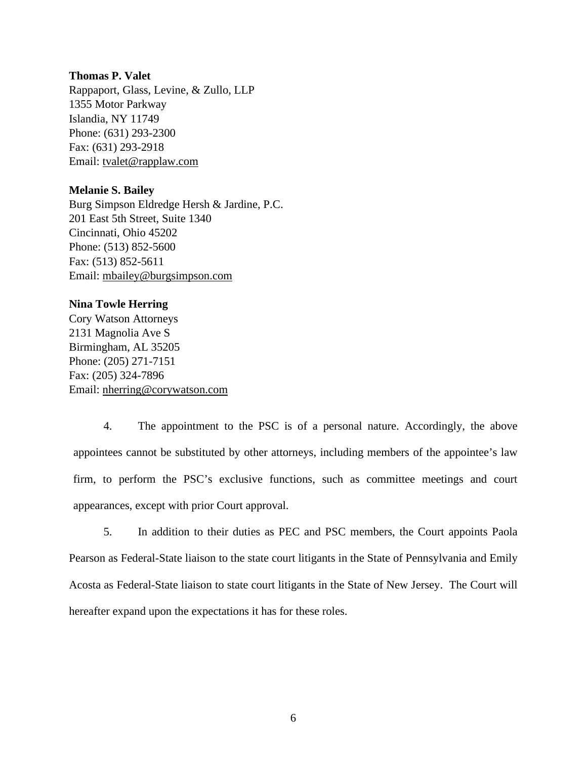**Thomas P. Valet**
Rappaport, Glass, Levine, & Zullo, LLP
1355 Motor Parkway
Islandia, NY 11749
Phone: (631) 293-2300
Fax: (631) 293-2918
Email: tvalet@rapplaw.com

**Melanie S. Bailey**
Burg Simpson Eldredge Hersh & Jardine, P.C.
201 East 5th Street, Suite 1340
Cincinnati, Ohio 45202
Phone: (513) 852-5600
Fax: (513) 852-5611
Email: mbailey@burgsimpson.com

**Nina Towle Herring**
Cory Watson Attorneys
2131 Magnolia Ave S
Birmingham, AL 35205
Phone: (205) 271-7151
Fax: (205) 324-7896
Email: nherring@corywatson.com

4. The appointment to the PSC is of a personal nature. Accordingly, the above appointees cannot be substituted by other attorneys, including members of the appointee's law firm, to perform the PSC's exclusive functions, such as committee meetings and court appearances, except with prior Court approval.

5. In addition to their duties as PEC and PSC members, the Court appoints Paola Pearson as Federal-State liaison to the state court litigants in the State of Pennsylvania and Emily Acosta as Federal-State liaison to state court litigants in the State of New Jersey. The Court will hereafter expand upon the expectations it has for these roles.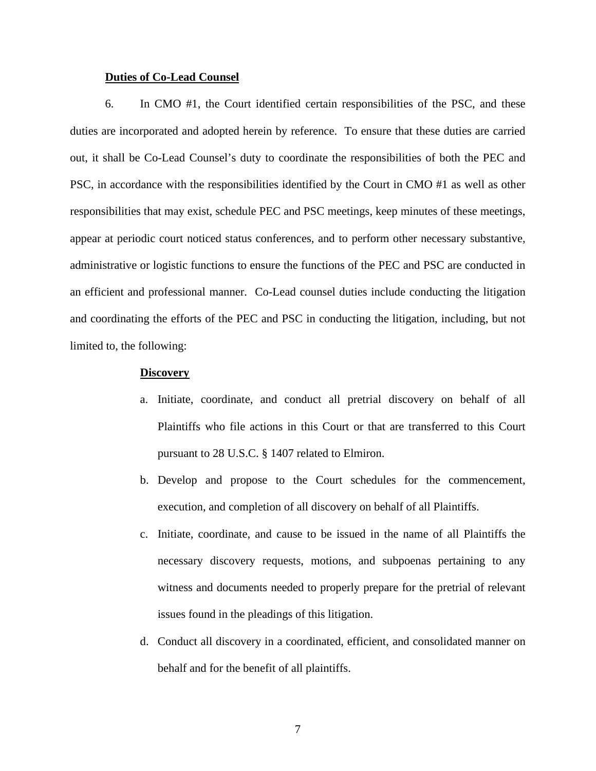**Duties of Co-Lead Counsel**

6. In CMO #1, the Court identified certain responsibilities of the PSC, and these duties are incorporated and adopted herein by reference. To ensure that these duties are carried out, it shall be Co-Lead Counsel's duty to coordinate the responsibilities of both the PEC and PSC, in accordance with the responsibilities identified by the Court in CMO #1 as well as other responsibilities that may exist, schedule PEC and PSC meetings, keep minutes of these meetings, appear at periodic court noticed status conferences, and to perform other necessary substantive, administrative or logistic functions to ensure the functions of the PEC and PSC are conducted in an efficient and professional manner. Co-Lead counsel duties include conducting the litigation and coordinating the efforts of the PEC and PSC in conducting the litigation, including, but not limited to, the following:

**Discovery**

a. Initiate, coordinate, and conduct all pretrial discovery on behalf of all Plaintiffs who file actions in this Court or that are transferred to this Court pursuant to 28 U.S.C. § 1407 related to Elmiron.

b. Develop and propose to the Court schedules for the commencement, execution, and completion of all discovery on behalf of all Plaintiffs.

c. Initiate, coordinate, and cause to be issued in the name of all Plaintiffs the necessary discovery requests, motions, and subpoenas pertaining to any witness and documents needed to properly prepare for the pretrial of relevant issues found in the pleadings of this litigation.

d. Conduct all discovery in a coordinated, efficient, and consolidated manner on behalf and for the benefit of all plaintiffs.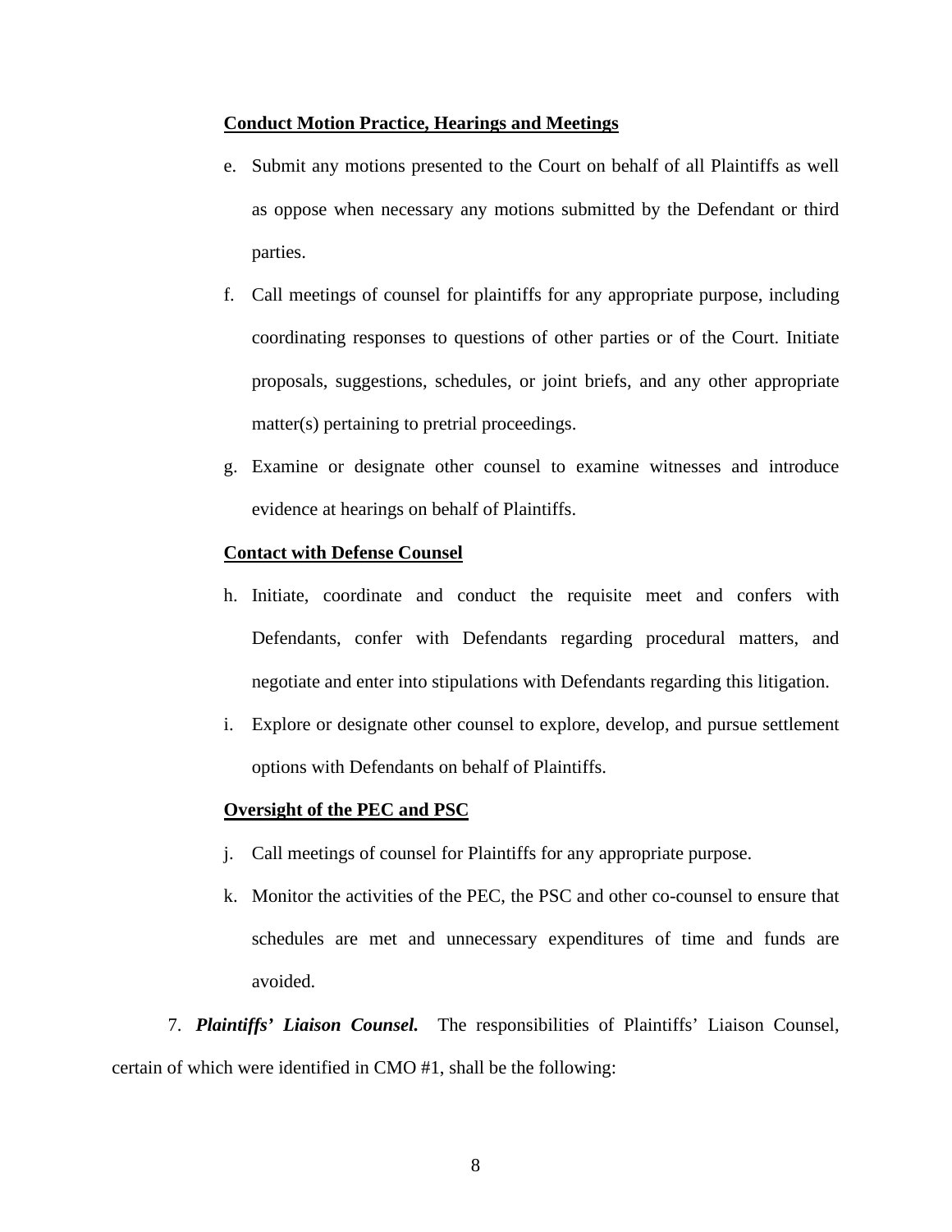**<u>Conduct Motion Practice, Hearings and Meetings</u>**

e. Submit any motions presented to the Court on behalf of all Plaintiffs as well as oppose when necessary any motions submitted by the Defendant or third parties.

f. Call meetings of counsel for plaintiffs for any appropriate purpose, including coordinating responses to questions of other parties or of the Court. Initiate proposals, suggestions, schedules, or joint briefs, and any other appropriate matter(s) pertaining to pretrial proceedings.

g. Examine or designate other counsel to examine witnesses and introduce evidence at hearings on behalf of Plaintiffs.

**<u>Contact with Defense Counsel</u>**

h. Initiate, coordinate and conduct the requisite meet and confers with Defendants, confer with Defendants regarding procedural matters, and negotiate and enter into stipulations with Defendants regarding this litigation.

i. Explore or designate other counsel to explore, develop, and pursue settlement options with Defendants on behalf of Plaintiffs.

**<u>Oversight of the PEC and PSC</u>**

j. Call meetings of counsel for Plaintiffs for any appropriate purpose.

k. Monitor the activities of the PEC, the PSC and other co-counsel to ensure that schedules are met and unnecessary expenditures of time and funds are avoided.

7. ***Plaintiffs' Liaison Counsel.*** The responsibilities of Plaintiffs' Liaison Counsel, certain of which were identified in CMO #1, shall be the following: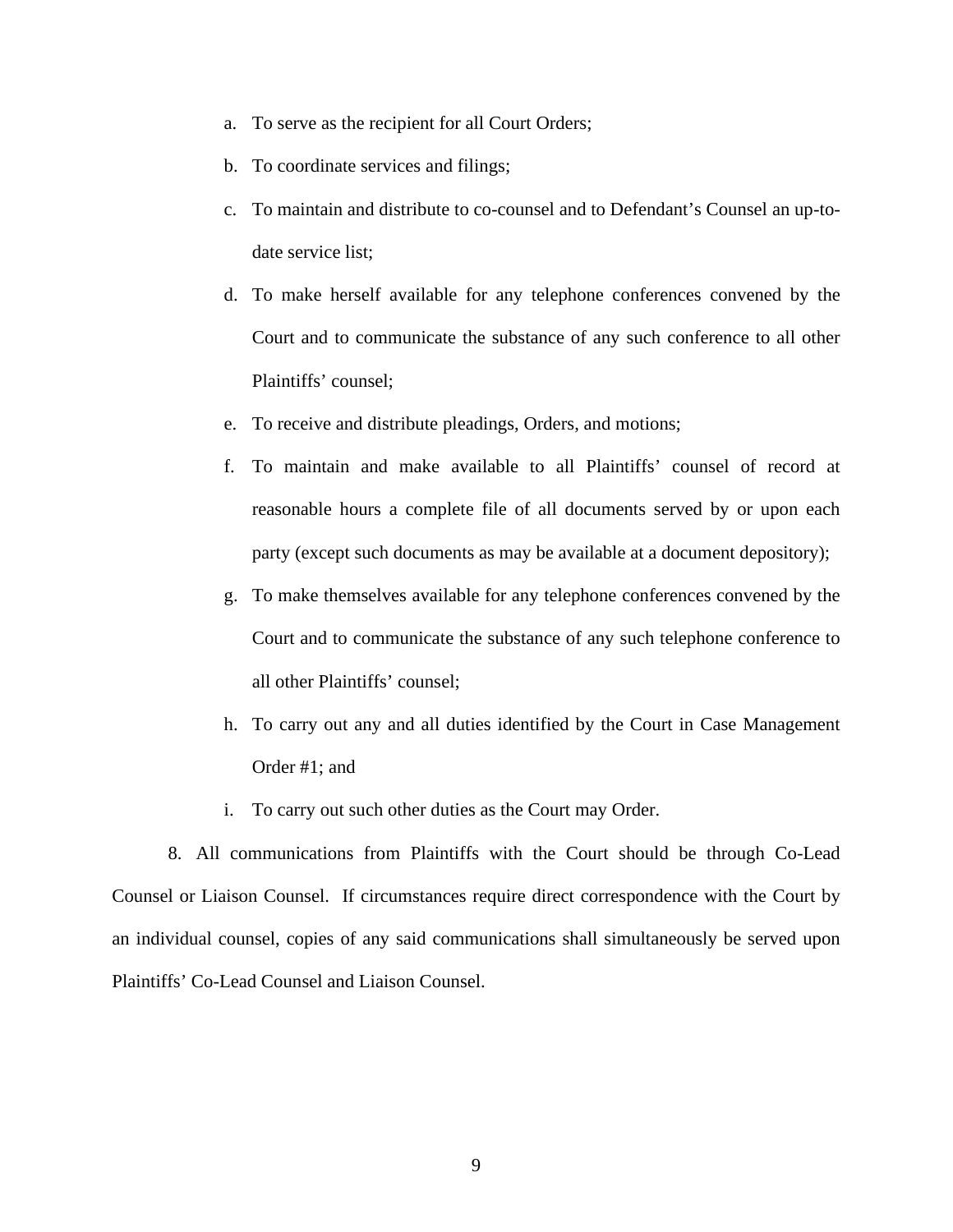a. To serve as the recipient for all Court Orders;

b. To coordinate services and filings;

c. To maintain and distribute to co-counsel and to Defendant's Counsel an up-to-date service list;

d. To make herself available for any telephone conferences convened by the Court and to communicate the substance of any such conference to all other Plaintiffs' counsel;

e. To receive and distribute pleadings, Orders, and motions;

f. To maintain and make available to all Plaintiffs' counsel of record at reasonable hours a complete file of all documents served by or upon each party (except such documents as may be available at a document depository);

g. To make themselves available for any telephone conferences convened by the Court and to communicate the substance of any such telephone conference to all other Plaintiffs' counsel;

h. To carry out any and all duties identified by the Court in Case Management Order #1; and

i. To carry out such other duties as the Court may Order.

8. All communications from Plaintiffs with the Court should be through Co-Lead Counsel or Liaison Counsel. If circumstances require direct correspondence with the Court by an individual counsel, copies of any said communications shall simultaneously be served upon Plaintiffs' Co-Lead Counsel and Liaison Counsel.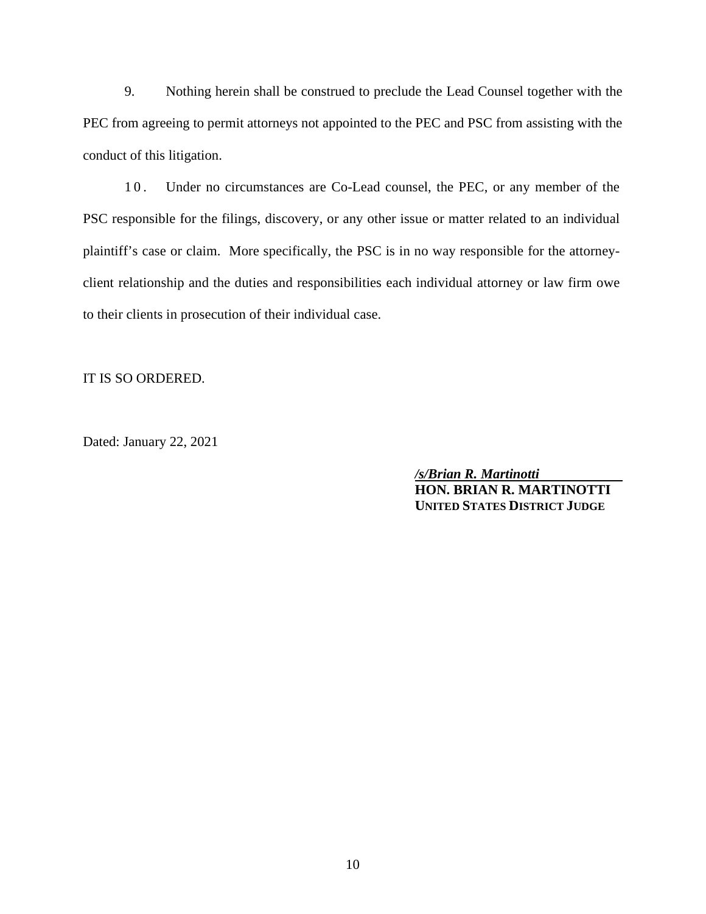9. Nothing herein shall be construed to preclude the Lead Counsel together with the PEC from agreeing to permit attorneys not appointed to the PEC and PSC from assisting with the conduct of this litigation.

10. Under no circumstances are Co-Lead counsel, the PEC, or any member of the PSC responsible for the filings, discovery, or any other issue or matter related to an individual plaintiff's case or claim. More specifically, the PSC is in no way responsible for the attorney-client relationship and the duties and responsibilities each individual attorney or law firm owe to their clients in prosecution of their individual case.

IT IS SO ORDERED.

Dated: January 22, 2021

***/s/Brian R. Martinotti***
**HON. BRIAN R. MARTINOTTI**
**UNITED STATES DISTRICT JUDGE**